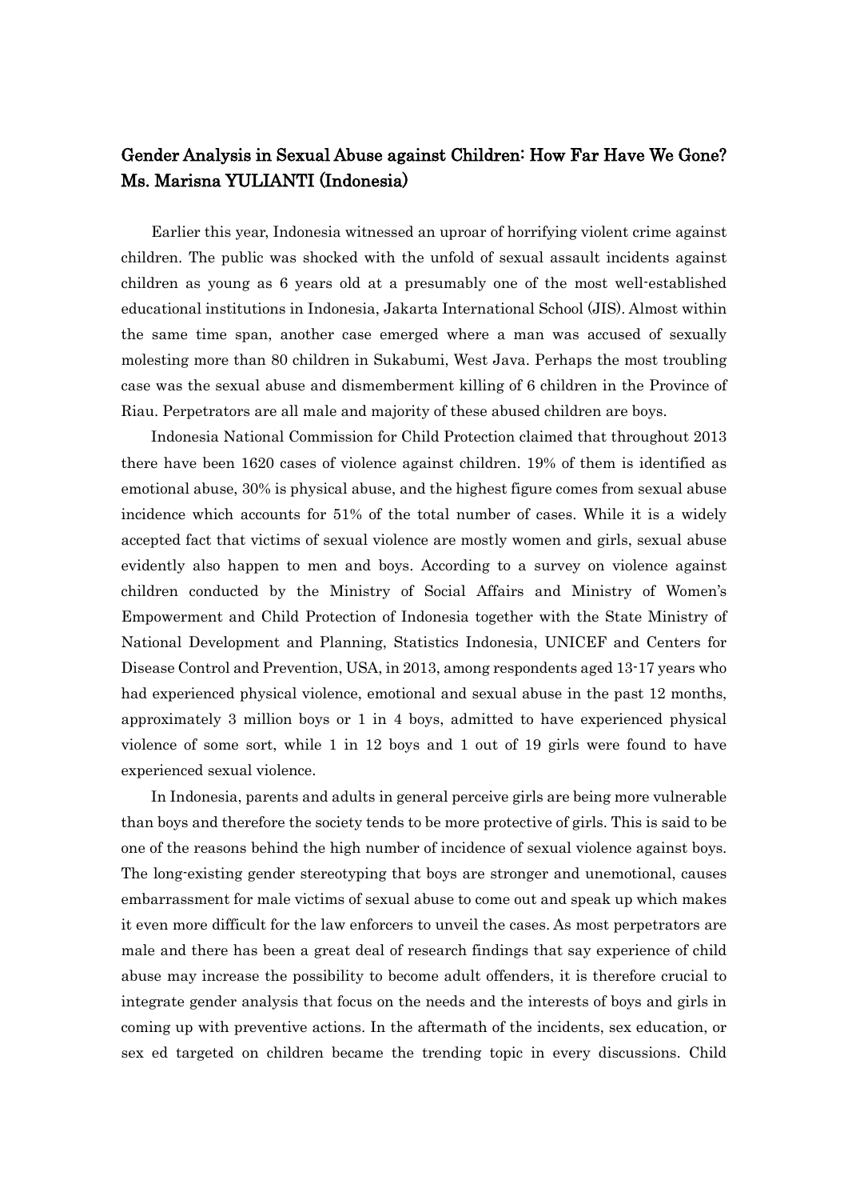# Gender Analysis in Sexual Abuse against Children: How Far Have We Gone?

**Ms. Marisna YULIANTI (Indonesia)**

Earlier this year, Indonesia witnessed an uproar of horrifying violent crime against children. The public was shocked with the unfold of sexual assault incidents against children as young as 6 years old at a presumably one of the most well-established educational institutions in Indonesia, Jakarta International School (JIS). Almost within the same time span, another case emerged where a man was accused of sexually molesting more than 80 children in Sukabumi, West Java. Perhaps the most troubling case was the sexual abuse and dismemberment killing of 6 children in the Province of Riau. Perpetrators are all male and majority of these abused children are boys.

Indonesia National Commission for Child Protection claimed that throughout 2013 there have been 1620 cases of violence against children. 19% of them is identified as emotional abuse, 30% is physical abuse, and the highest figure comes from sexual abuse incidence which accounts for 51% of the total number of cases. While it is a widely accepted fact that victims of sexual violence are mostly women and girls, sexual abuse evidently also happen to men and boys. According to a survey on violence against children conducted by the Ministry of Social Affairs and Ministry of Women's Empowerment and Child Protection of Indonesia together with the State Ministry of National Development and Planning, Statistics Indonesia, UNICEF and Centers for Disease Control and Prevention, USA, in 2013, among respondents aged 13-17 years who had experienced physical violence, emotional and sexual abuse in the past 12 months, approximately 3 million boys or 1 in 4 boys, admitted to have experienced physical violence of some sort, while 1 in 12 boys and 1 out of 19 girls were found to have experienced sexual violence.

In Indonesia, parents and adults in general perceive girls are being more vulnerable than boys and therefore the society tends to be more protective of girls. This is said to be one of the reasons behind the high number of incidence of sexual violence against boys. The long-existing gender stereotyping that boys are stronger and unemotional, causes embarrassment for male victims of sexual abuse to come out and speak up which makes it even more difficult for the law enforcers to unveil the cases. As most perpetrators are male and there has been a great deal of research findings that say experience of child abuse may increase the possibility to become adult offenders, it is therefore crucial to integrate gender analysis that focus on the needs and the interests of boys and girls in coming up with preventive actions. In the aftermath of the incidents, sex education, or sex ed targeted on children became the trending topic in every discussions. Child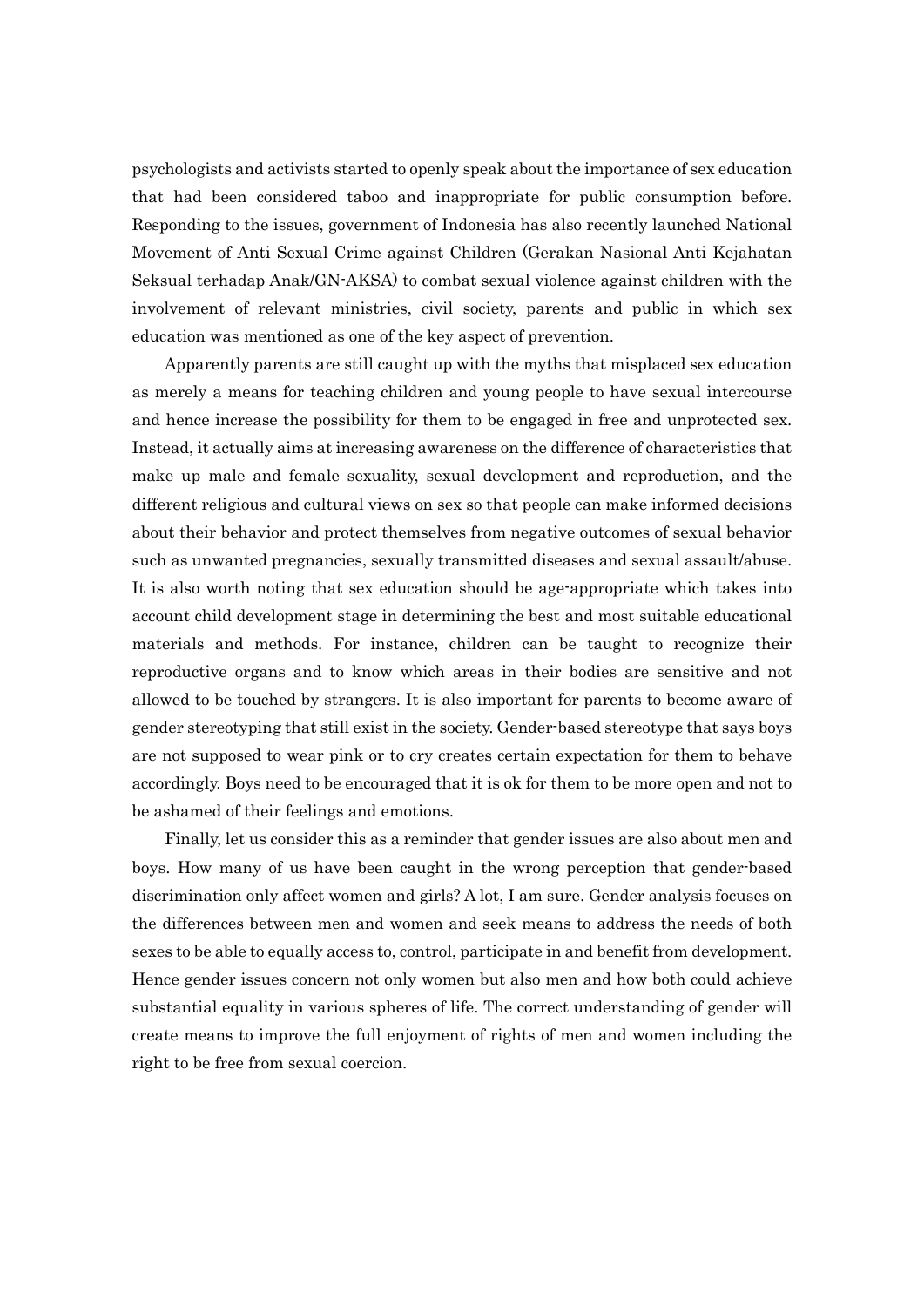psychologists and activists started to openly speak about the importance of sex education that had been considered taboo and inappropriate for public consumption before. Responding to the issues, government of Indonesia has also recently launched National Movement of Anti Sexual Crime against Children (Gerakan Nasional Anti Kejahatan Seksual terhadap Anak/GN-AKSA) to combat sexual violence against children with the involvement of relevant ministries, civil society, parents and public in which sex education was mentioned as one of the key aspect of prevention.

Apparently parents are still caught up with the myths that misplaced sex education as merely a means for teaching children and young people to have sexual intercourse and hence increase the possibility for them to be engaged in free and unprotected sex. Instead, it actually aims at increasing awareness on the difference of characteristics that make up male and female sexuality, sexual development and reproduction, and the different religious and cultural views on sex so that people can make informed decisions about their behavior and protect themselves from negative outcomes of sexual behavior such as unwanted pregnancies, sexually transmitted diseases and sexual assault/abuse. It is also worth noting that sex education should be age-appropriate which takes into account child development stage in determining the best and most suitable educational materials and methods. For instance, children can be taught to recognize their reproductive organs and to know which areas in their bodies are sensitive and not allowed to be touched by strangers. It is also important for parents to become aware of gender stereotyping that still exist in the society. Gender-based stereotype that says boys are not supposed to wear pink or to cry creates certain expectation for them to behave accordingly. Boys need to be encouraged that it is ok for them to be more open and not to be ashamed of their feelings and emotions.

Finally, let us consider this as a reminder that gender issues are also about men and boys. How many of us have been caught in the wrong perception that gender-based discrimination only affect women and girls? A lot, I am sure. Gender analysis focuses on the differences between men and women and seek means to address the needs of both sexes to be able to equally access to, control, participate in and benefit from development. Hence gender issues concern not only women but also men and how both could achieve substantial equality in various spheres of life. The correct understanding of gender will create means to improve the full enjoyment of rights of men and women including the right to be free from sexual coercion.